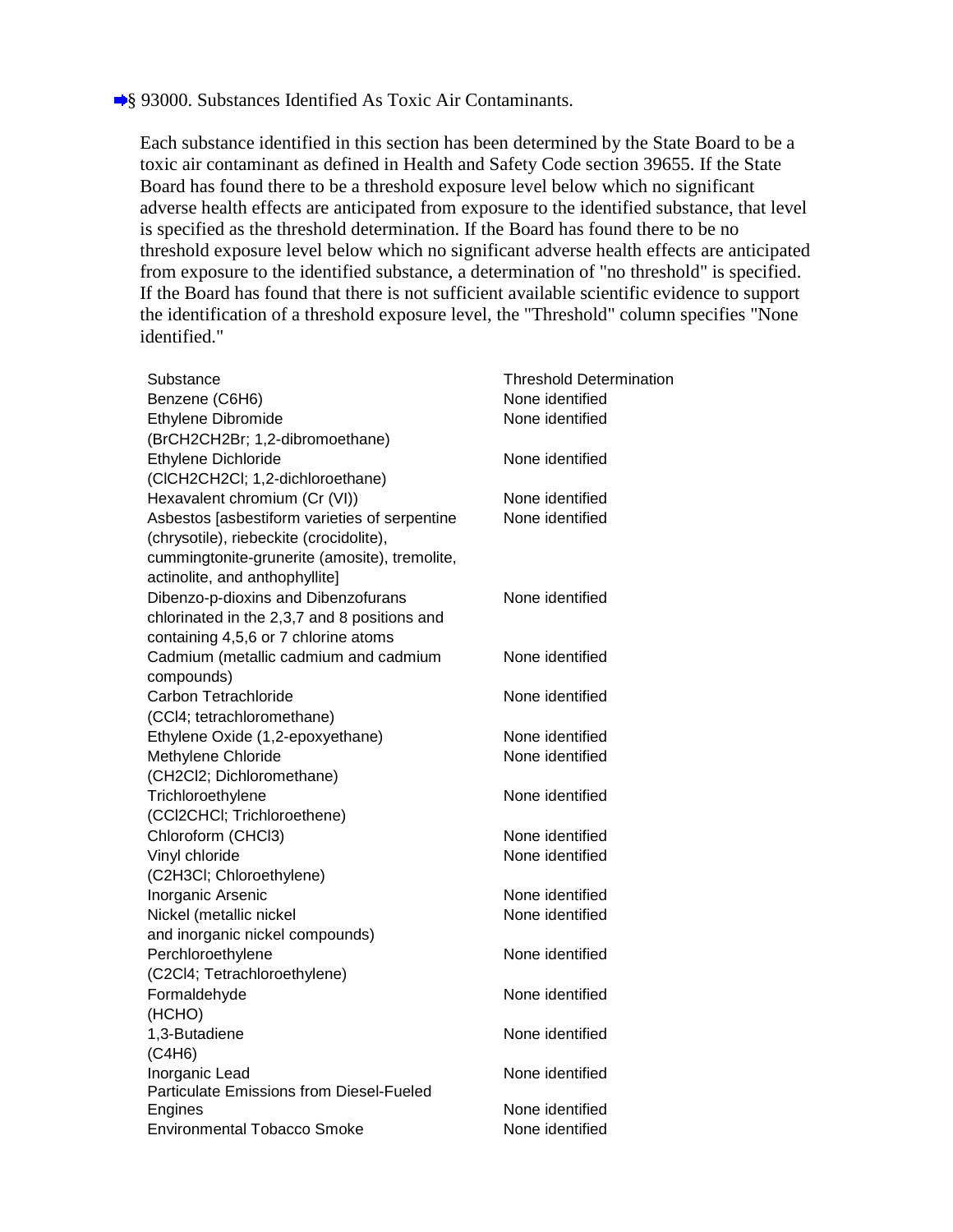§ 93000. Substances Identified As Toxic Air Contaminants.

Each substance identified in this section has been determined by the State Board to be a toxic air contaminant as defined in Health and Safety Code section 39655. If the State Board has found there to be a threshold exposure level below which no significant adverse health effects are anticipated from exposure to the identified substance, that level is specified as the threshold determination. If the Board has found there to be no threshold exposure level below which no significant adverse health effects are anticipated from exposure to the identified substance, a determination of "no threshold" is specified. If the Board has found that there is not sufficient available scientific evidence to support the identification of a threshold exposure level, the "Threshold" column specifies "None identified."

| Substance | Threshold Determination |
|---|---|
| Benzene ($C_6H_6$) | None identified |
| Ethylene Dibromide ($BrCH_2CH_2Br$; 1,2-dibromoethane) | None identified |
| Ethylene Dichloride ($ClCH_2CH_2Cl$; 1,2-dichloroethane) | None identified |
| Hexavalent chromium (Cr (VI)) | None identified |
| Asbestos [asbestiform varieties of serpentine (chrysotile), riebeckite (crocidolite), cummingtonite-grunerite (amosite), tremolite, actinolite, and anthophyllite] | None identified |
| Dibenzo-p-dioxins and Dibenzofurans chlorinated in the 2,3,7 and 8 positions and containing 4,5,6 or 7 chlorine atoms | None identified |
| Cadmium (metallic cadmium and cadmium compounds) | None identified |
| Carbon Tetrachloride ($CCl_4$; tetrachloromethane) | None identified |
| Ethylene Oxide (1,2-epoxyethane) | None identified |
| Methylene Chloride ($CH_2Cl_2$; Dichloromethane) | None identified |
| Trichloroethylene ($CCl_2CHCl$; Trichloroethene) | None identified |
| Chloroform ($CHCl_3$) | None identified |
| Vinyl chloride ($C_2H_3Cl$; Chloroethylene) | None identified |
| Inorganic Arsenic | None identified |
| Nickel (metallic nickel and inorganic nickel compounds) | None identified |
| Perchloroethylene ($C_2Cl_4$; Tetrachloroethylene) | None identified |
| Formaldehyde ($HCHO$) | None identified |
| 1,3-Butadiene ($C_4H_6$) | None identified |
| Inorganic Lead | None identified |
| Particulate Emissions from Diesel-Fueled Engines | None identified |
| Environmental Tobacco Smoke | None identified |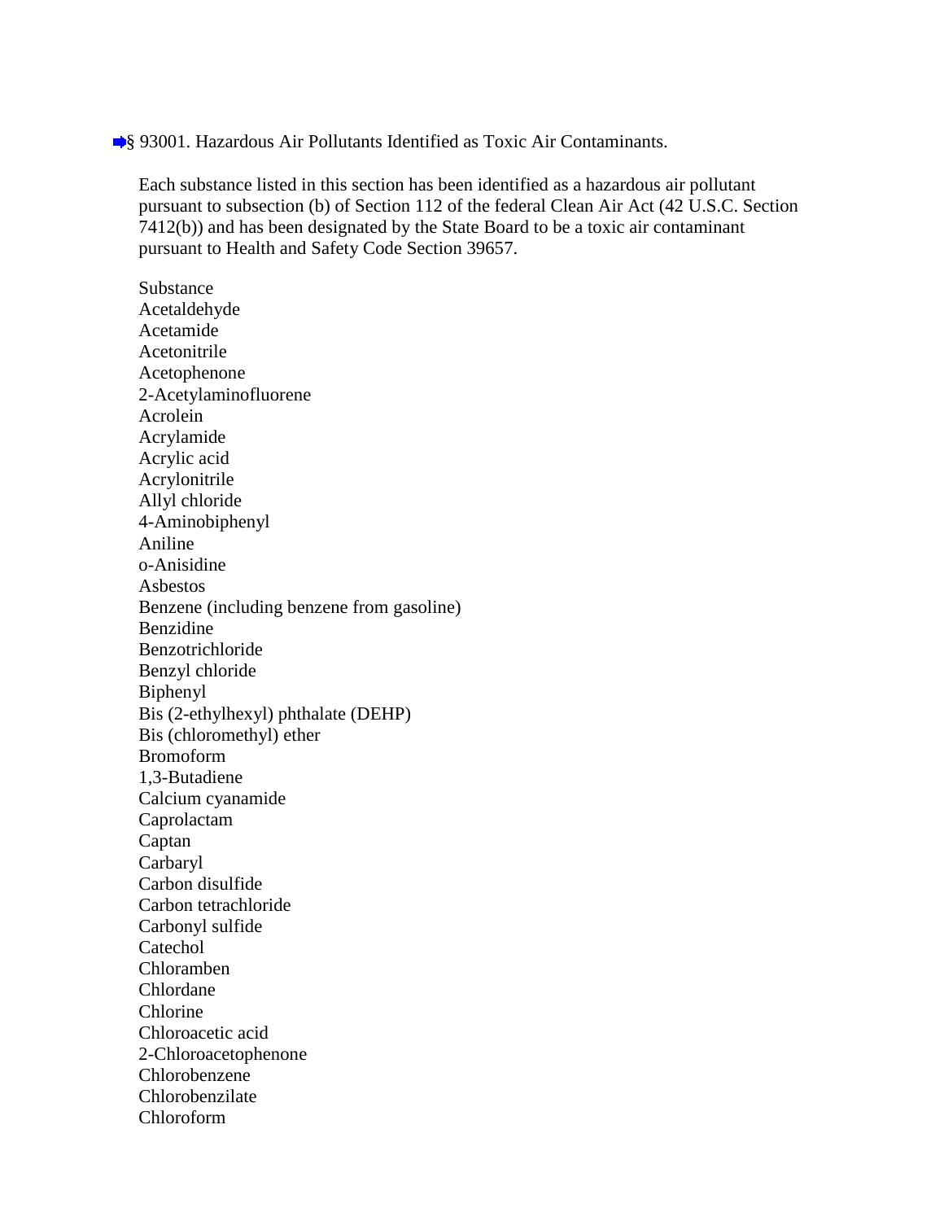§ 93001. Hazardous Air Pollutants Identified as Toxic Air Contaminants.

Each substance listed in this section has been identified as a hazardous air pollutant pursuant to subsection (b) of Section 112 of the federal Clean Air Act (42 U.S.C. Section 7412(b)) and has been designated by the State Board to be a toxic air contaminant pursuant to Health and Safety Code Section 39657.

Substance
Acetaldehyde
Acetamide
Acetonitrile
Acetophenone
2-Acetylaminofluorene
Acrolein
Acrylamide
Acrylic acid
Acrylonitrile
Allyl chloride
4-Aminobiphenyl
Aniline
o-Anisidine
Asbestos
Benzene (including benzene from gasoline)
Benzidine
Benzotrichloride
Benzyl chloride
Biphenyl
Bis (2-ethylhexyl) phthalate (DEHP)
Bis (chloromethyl) ether
Bromoform
1,3-Butadiene
Calcium cyanamide
Caprolactam
Captan
Carbaryl
Carbon disulfide
Carbon tetrachloride
Carbonyl sulfide
Catechol
Chloramben
Chlordane
Chlorine
Chloroacetic acid
2-Chloroacetophenone
Chlorobenzene
Chlorobenzilate
Chloroform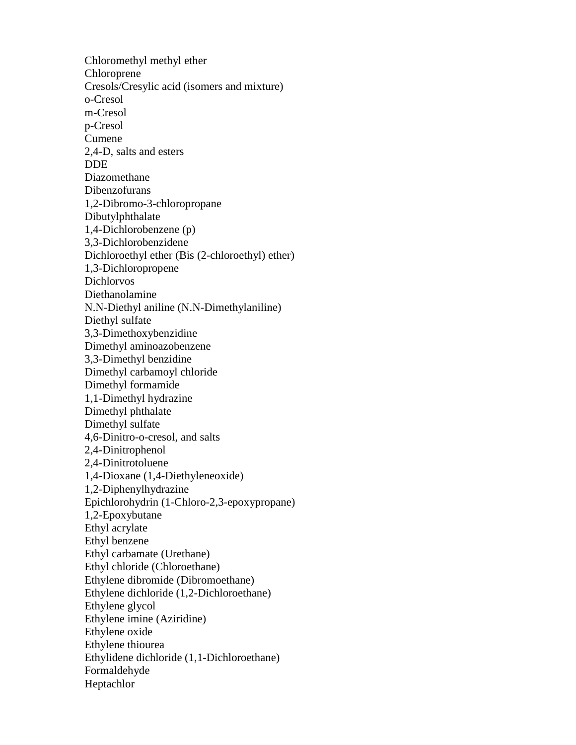Chloromethyl methyl ether
Chloroprene
Cresols/Cresylic acid (isomers and mixture)
o-Cresol
m-Cresol
p-Cresol
Cumene
2,4-D, salts and esters
DDE
Diazomethane
Dibenzofurans
1,2-Dibromo-3-chloropropane
Dibutylphthalate
1,4-Dichlorobenzene (p)
3,3-Dichlorobenzidene
Dichloroethyl ether (Bis (2-chloroethyl) ether)
1,3-Dichloropropene
Dichlorvos
Diethanolamine
N.N-Diethyl aniline (N.N-Dimethylaniline)
Diethyl sulfate
3,3-Dimethoxybenzidine
Dimethyl aminoazobenzene
3,3-Dimethyl benzidine
Dimethyl carbamoyl chloride
Dimethyl formamide
1,1-Dimethyl hydrazine
Dimethyl phthalate
Dimethyl sulfate
4,6-Dinitro-o-cresol, and salts
2,4-Dinitrophenol
2,4-Dinitrotoluene
1,4-Dioxane (1,4-Diethyleneoxide)
1,2-Diphenylhydrazine
Epichlorohydrin (1-Chloro-2,3-epoxypropane)
1,2-Epoxybutane
Ethyl acrylate
Ethyl benzene
Ethyl carbamate (Urethane)
Ethyl chloride (Chloroethane)
Ethylene dibromide (Dibromoethane)
Ethylene dichloride (1,2-Dichloroethane)
Ethylene glycol
Ethylene imine (Aziridine)
Ethylene oxide
Ethylene thiourea
Ethylidene dichloride (1,1-Dichloroethane)
Formaldehyde
Heptachlor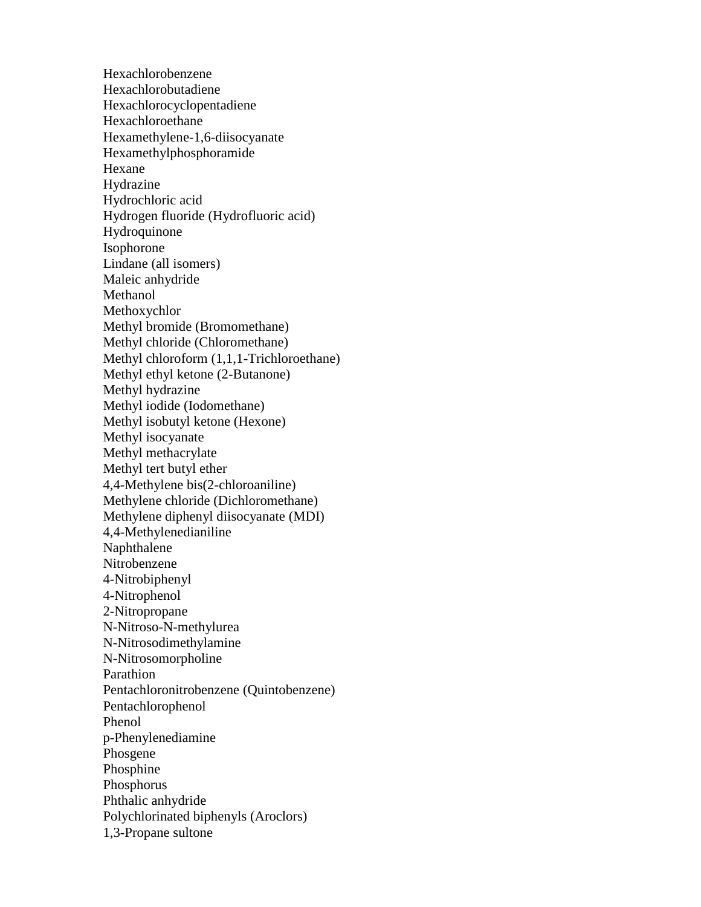Hexachlorobenzene
Hexachlorobutadiene
Hexachlorocyclopentadiene
Hexachloroethane
Hexamethylene-1,6-diisocyanate
Hexamethylphosphoramide
Hexane
Hydrazine
Hydrochloric acid
Hydrogen fluoride (Hydrofluoric acid)
Hydroquinone
Isophorone
Lindane (all isomers)
Maleic anhydride
Methanol
Methoxychlor
Methyl bromide (Bromomethane)
Methyl chloride (Chloromethane)
Methyl chloroform (1,1,1-Trichloroethane)
Methyl ethyl ketone (2-Butanone)
Methyl hydrazine
Methyl iodide (Iodomethane)
Methyl isobutyl ketone (Hexone)
Methyl isocyanate
Methyl methacrylate
Methyl tert butyl ether
4,4-Methylene bis(2-chloroaniline)
Methylene chloride (Dichloromethane)
Methylene diphenyl diisocyanate (MDI)
4,4-Methylenedianiline
Naphthalene
Nitrobenzene
4-Nitrobiphenyl
4-Nitrophenol
2-Nitropropane
N-Nitroso-N-methylurea
N-Nitrosodimethylamine
N-Nitrosomorpholine
Parathion
Pentachloronitrobenzene (Quintobenzene)
Pentachlorophenol
Phenol
p-Phenylenediamine
Phosgene
Phosphine
Phosphorus
Phthalic anhydride
Polychlorinated biphenyls (Aroclors)
1,3-Propane sultone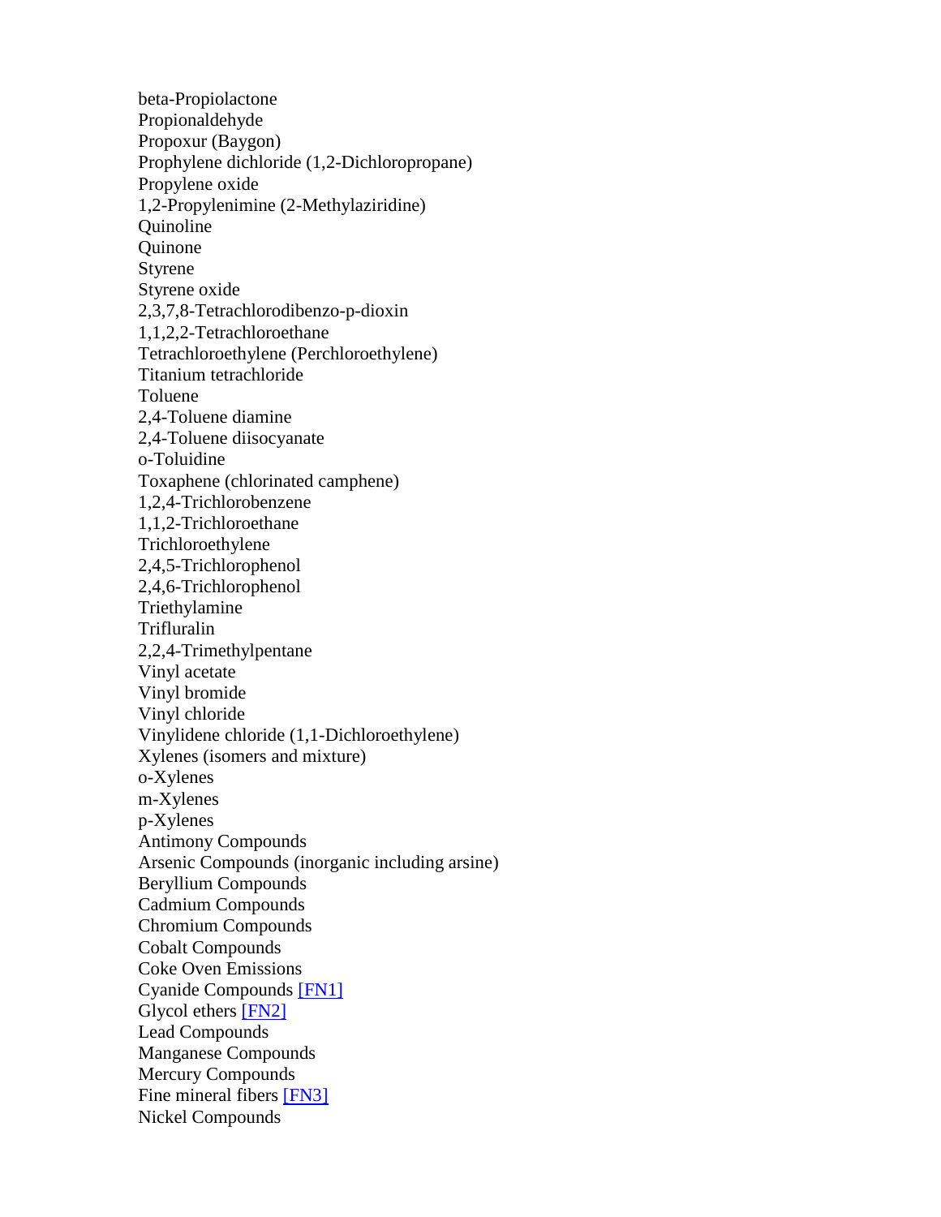beta-Propiolactone
Propionaldehyde
Propoxur (Baygon)
Prophylene dichloride (1,2-Dichloropropane)
Propylene oxide
1,2-Propylenimine (2-Methylaziridine)
Quinoline
Quinone
Styrene
Styrene oxide
2,3,7,8-Tetrachlorodibenzo-p-dioxin
1,1,2,2-Tetrachloroethane
Tetrachloroethylene (Perchloroethylene)
Titanium tetrachloride
Toluene
2,4-Toluene diamine
2,4-Toluene diisocyanate
o-Toluidine
Toxaphene (chlorinated camphene)
1,2,4-Trichlorobenzene
1,1,2-Trichloroethane
Trichloroethylene
2,4,5-Trichlorophenol
2,4,6-Trichlorophenol
Triethylamine
Trifluralin
2,2,4-Trimethylpentane
Vinyl acetate
Vinyl bromide
Vinyl chloride
Vinylidene chloride (1,1-Dichloroethylene)
Xylenes (isomers and mixture)
o-Xylenes
m-Xylenes
p-Xylenes
Antimony Compounds
Arsenic Compounds (inorganic including arsine)
Beryllium Compounds
Cadmium Compounds
Chromium Compounds
Cobalt Compounds
Coke Oven Emissions
Cyanide Compounds [FN1]
Glycol ethers [FN2]
Lead Compounds
Manganese Compounds
Mercury Compounds
Fine mineral fibers [FN3]
Nickel Compounds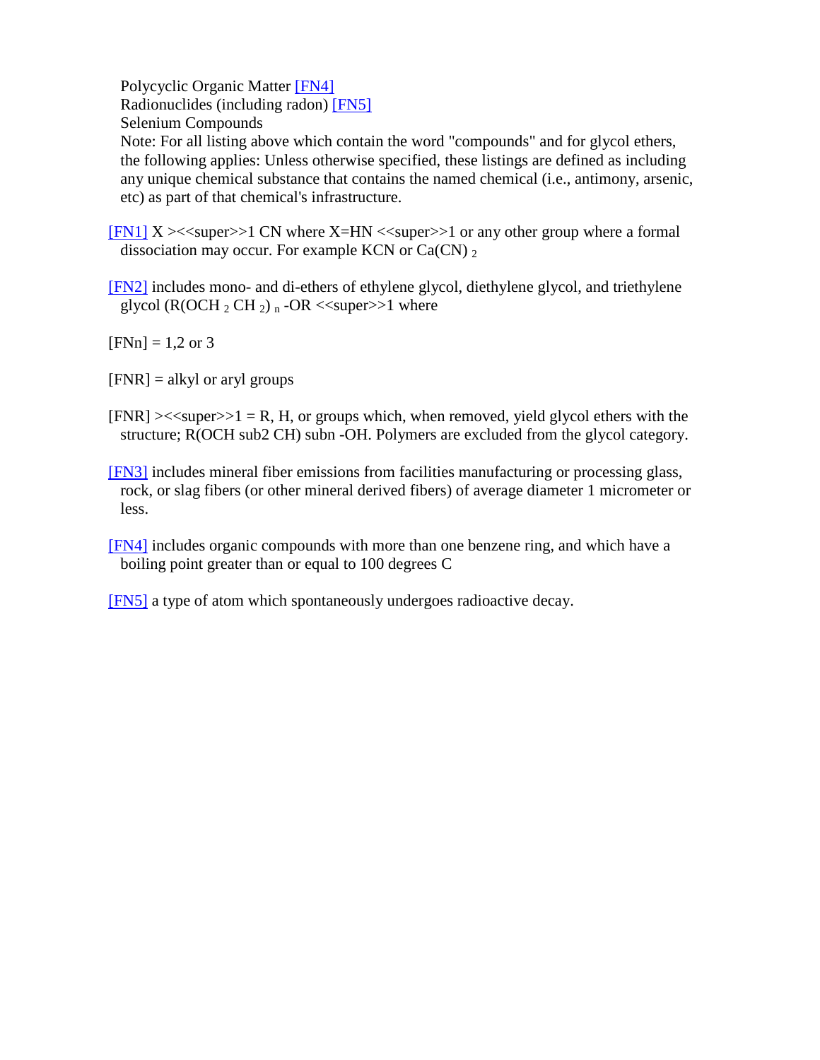Polycyclic Organic Matter [FN4]
Radionuclides (including radon) [FN5]
Selenium Compounds
Note: For all listing above which contain the word "compounds" and for glycol ethers, the following applies: Unless otherwise specified, these listings are defined as including any unique chemical substance that contains the named chemical (i.e., antimony, arsenic, etc) as part of that chemical's infrastructure.

[FN1] X ><<super>>1 CN where X=HN <<super>>1 or any other group where a formal dissociation may occur. For example KCN or $Ca(CN)_2$

[FN2] includes mono- and di-ethers of ethylene glycol, diethylene glycol, and triethylene glycol ($R(OCH_2CH_2)_n$ -OR <<super>>1 where

[FNn] = 1,2 or 3

[FNR] = alkyl or aryl groups

[FNR] ><<super>>1 = R, H, or groups which, when removed, yield glycol ethers with the structure; R(OCH sub2 CH) subn -OH. Polymers are excluded from the glycol category.

[FN3] includes mineral fiber emissions from facilities manufacturing or processing glass, rock, or slag fibers (or other mineral derived fibers) of average diameter 1 micrometer or less.

[FN4] includes organic compounds with more than one benzene ring, and which have a boiling point greater than or equal to 100 degrees C

[FN5] a type of atom which spontaneously undergoes radioactive decay.